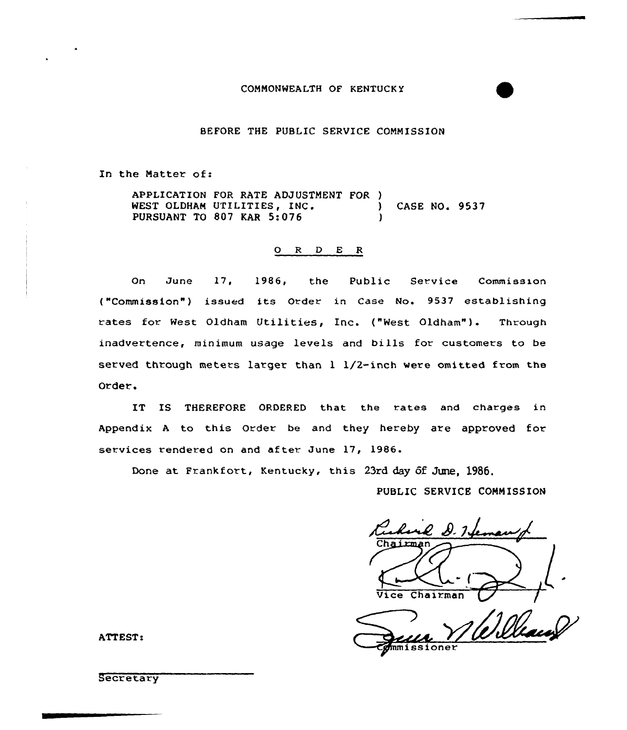COMMONWEALTH OF KENTUCKY

BEFORE THE PUBLIC SERVICE COMMISSION

In the Matter of:

APPLICATION FOR RATE ADJUSTMENT FOR WEST OLDHAM UTILITIES, INC. PURSUANT TO 807 KAR 5:076 ) CASE NO. 9537

O R D E R

On June 17, 1986, the Public Service Commission ("Commission") issued its Order in Case No. 9537 establishing rates for West Oldham Utilities, Inc. ("West Oldham"). Through inadvertence, minimum usage levels and bills for customers to be served through meters larger than 1 1/2-inch were omitted from the Order.

IT IS THEREFORE ORDERED that the rates and charges in Appendix A to this Order be and they hereby are approved for services rendered on and after June 17, 1986.

Done at Frankfort, Kentucky, this 23rd day of June, 1986.

PUBLIC SERVICE COMMISSION

Chairman

Vice Chairman

Commissioner

ATTEST:

Secretary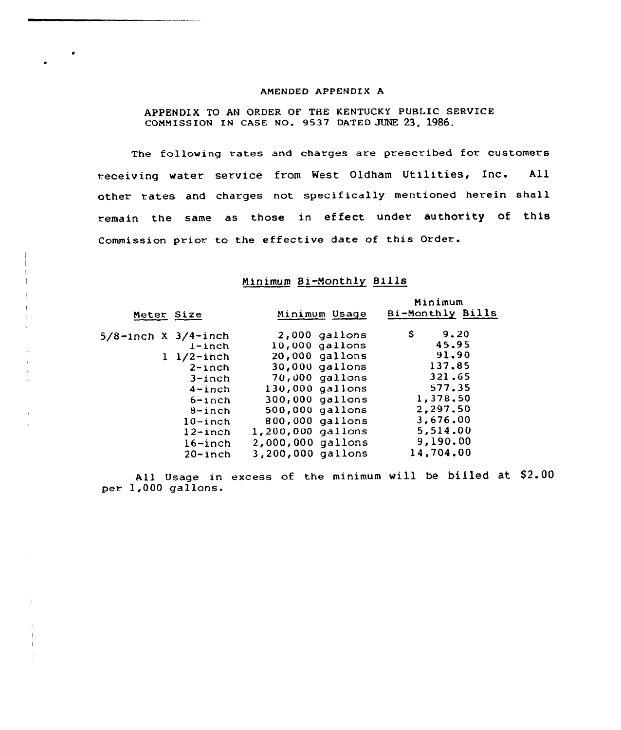AMENDED APPENDIX A

APPENDIX TO AN ORDER OF THE KENTUCKY PUBLIC SERVICE COMMISSION IN CASE NO. 9537 DATED JUNE 23, 1986.

The following rates and charges are prescribed for customers receiving water service from West Oldham Utilities, Inc. All other rates and charges not specifically mentioned herein shall remain the same as those in effect under authority of this Commission prior to the effective date of this Order.

Minimum Bi-Monthly Bills

| Meter Size | Minimum Usage | Minimum Bi-Monthly Bills |
|---|---|---|
| 5/8-inch X 3/4-inch | 2,000 gallons | $ 9.20 |
| 1-inch | 10,000 gallons | 45.95 |
| 1 1/2-inch | 20,000 gallons | 91.90 |
| 2-inch | 30,000 gallons | 137.85 |
| 3-inch | 70,000 gallons | 321.65 |
| 4-inch | 130,000 gallons | 577.35 |
| 6-inch | 300,000 gallons | 1,378.50 |
| 8-inch | 500,000 gallons | 2,297.50 |
| 10-inch | 800,000 gallons | 3,676.00 |
| 12-inch | 1,200,000 gallons | 5,514.00 |
| 16-inch | 2,000,000 gallons | 9,190.00 |
| 20-inch | 3,200,000 gallons | 14,704.00 |

All Usage in excess of the minimum will be billed at $2.00 per 1,000 gallons.